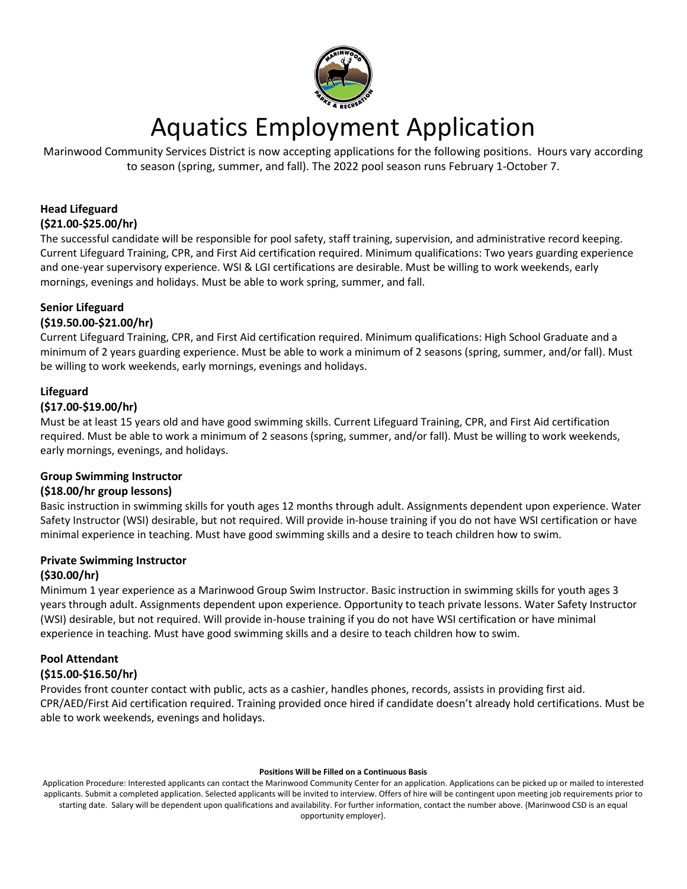# Aquatics Employment Application

Marinwood Community Services District is now accepting applications for the following positions. Hours vary according to season (spring, summer, and fall). The 2022 pool season runs February 1-October 7.

**Head Lifeguard**
**($21.00-$25.00/hr)**

The successful candidate will be responsible for pool safety, staff training, supervision, and administrative record keeping. Current Lifeguard Training, CPR, and First Aid certification required. Minimum qualifications: Two years guarding experience and one-year supervisory experience. WSI & LGI certifications are desirable. Must be willing to work weekends, early mornings, evenings and holidays. Must be able to work spring, summer, and fall.

**Senior Lifeguard**
**($19.50.00-$21.00/hr)**

Current Lifeguard Training, CPR, and First Aid certification required. Minimum qualifications: High School Graduate and a minimum of 2 years guarding experience. Must be able to work a minimum of 2 seasons (spring, summer, and/or fall). Must be willing to work weekends, early mornings, evenings and holidays.

**Lifeguard**
**($17.00-$19.00/hr)**

Must be at least 15 years old and have good swimming skills. Current Lifeguard Training, CPR, and First Aid certification required. Must be able to work a minimum of 2 seasons (spring, summer, and/or fall). Must be willing to work weekends, early mornings, evenings, and holidays.

**Group Swimming Instructor**
**($18.00/hr group lessons)**

Basic instruction in swimming skills for youth ages 12 months through adult. Assignments dependent upon experience. Water Safety Instructor (WSI) desirable, but not required. Will provide in-house training if you do not have WSI certification or have minimal experience in teaching. Must have good swimming skills and a desire to teach children how to swim.

**Private Swimming Instructor**
**($30.00/hr)**

Minimum 1 year experience as a Marinwood Group Swim Instructor. Basic instruction in swimming skills for youth ages 3 years through adult. Assignments dependent upon experience. Opportunity to teach private lessons. Water Safety Instructor (WSI) desirable, but not required. Will provide in-house training if you do not have WSI certification or have minimal experience in teaching. Must have good swimming skills and a desire to teach children how to swim.

**Pool Attendant**
**($15.00-$16.50/hr)**

Provides front counter contact with public, acts as a cashier, handles phones, records, assists in providing first aid. CPR/AED/First Aid certification required. Training provided once hired if candidate doesn't already hold certifications. Must be able to work weekends, evenings and holidays.

**Positions Will be Filled on a Continuous Basis**

Application Procedure: Interested applicants can contact the Marinwood Community Center for an application. Applications can be picked up or mailed to interested applicants. Submit a completed application. Selected applicants will be invited to interview. Offers of hire will be contingent upon meeting job requirements prior to starting date. Salary will be dependent upon qualifications and availability. For further information, contact the number above. {Marinwood CSD is an equal opportunity employer}.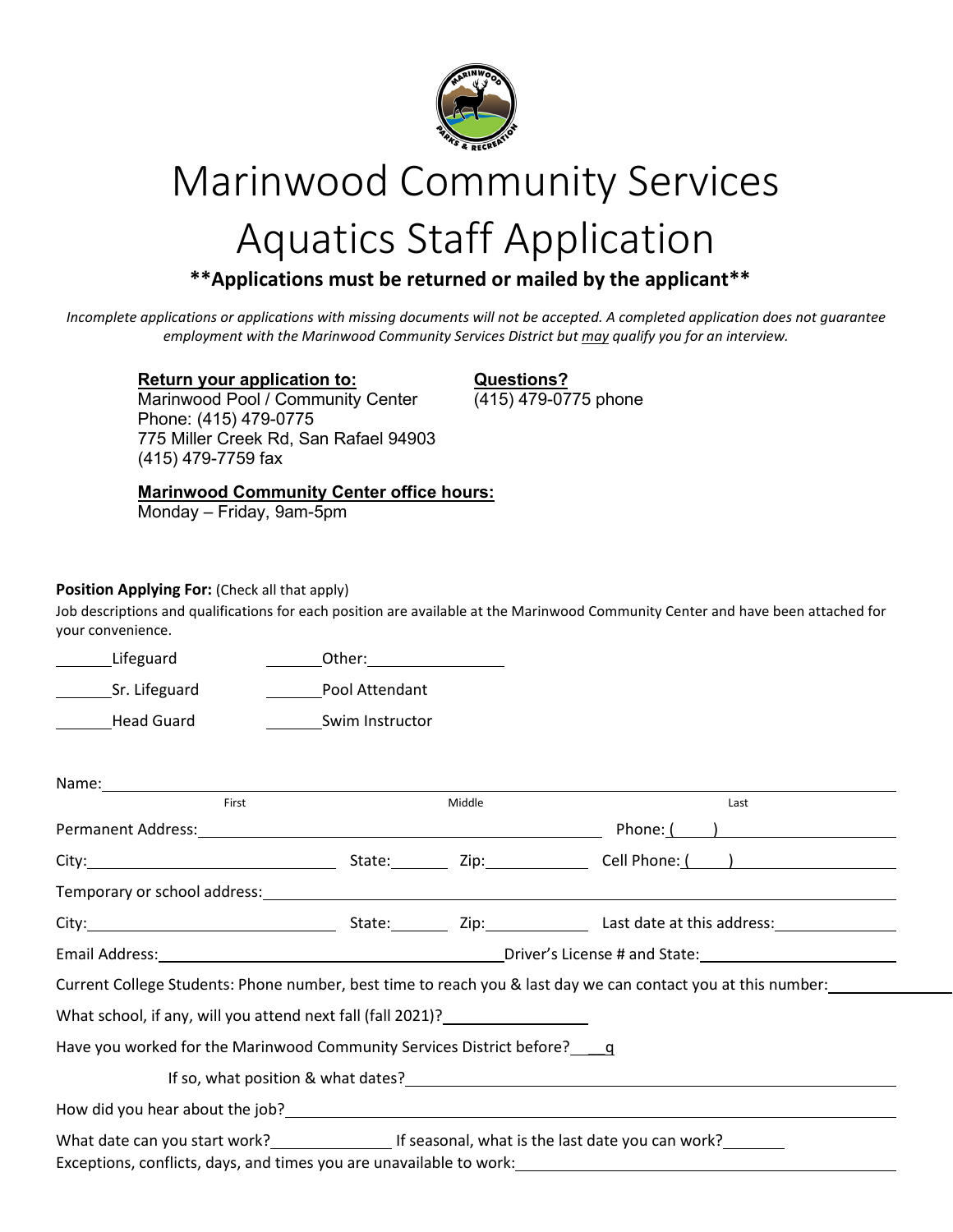# Marinwood Community Services

# Aquatics Staff Application

**\*\*Applications must be returned or mailed by the applicant\*\***

*Incomplete applications or applications with missing documents will not be accepted. A completed application does not guarantee employment with the Marinwood Community Services District but may qualify you for an interview.*

**Return your application to:**
Marinwood Pool / Community Center
Phone: (415) 479-0775
775 Miller Creek Rd, San Rafael 94903
(415) 479-7759 fax

**Questions?**
(415) 479-0775 phone

**Marinwood Community Center office hours:**
Monday – Friday, 9am-5pm

**Position Applying For:** (Check all that apply)

Job descriptions and qualifications for each position are available at the Marinwood Community Center and have been attached for your convenience.

_______Lifeguard &nbsp;&nbsp;&nbsp;&nbsp; _______Other:________________

_______Sr. Lifeguard &nbsp;&nbsp;&nbsp;&nbsp; _______Pool Attendant

_______Head Guard &nbsp;&nbsp;&nbsp;&nbsp; _______Swim Instructor

Name:_______________________________________________________________________________
First &nbsp;&nbsp;&nbsp;&nbsp; Middle &nbsp;&nbsp;&nbsp;&nbsp; Last

Permanent Address:____________________________________________ Phone: (____)_______________

City:___________________________ State:_______ Zip:____________ Cell Phone: (____)______________

Temporary or school address:_________________________________________________________________

City:___________________________ State:_______ Zip:____________ Last date at this address:____________

Email Address:_______________________________________Driver's License # and State:____________________

Current College Students: Phone number, best time to reach you & last day we can contact you at this number:__________

What school, if any, will you attend next fall (fall 2021)?________________

Have you worked for the Marinwood Community Services District before?____q

If so, what position & what dates?_______________________________________________________

How did you hear about the job?_________________________________________________________________

What date can you start work?______________ If seasonal, what is the last date you can work?_______

Exceptions, conflicts, days, and times you are unavailable to work:_______________________________________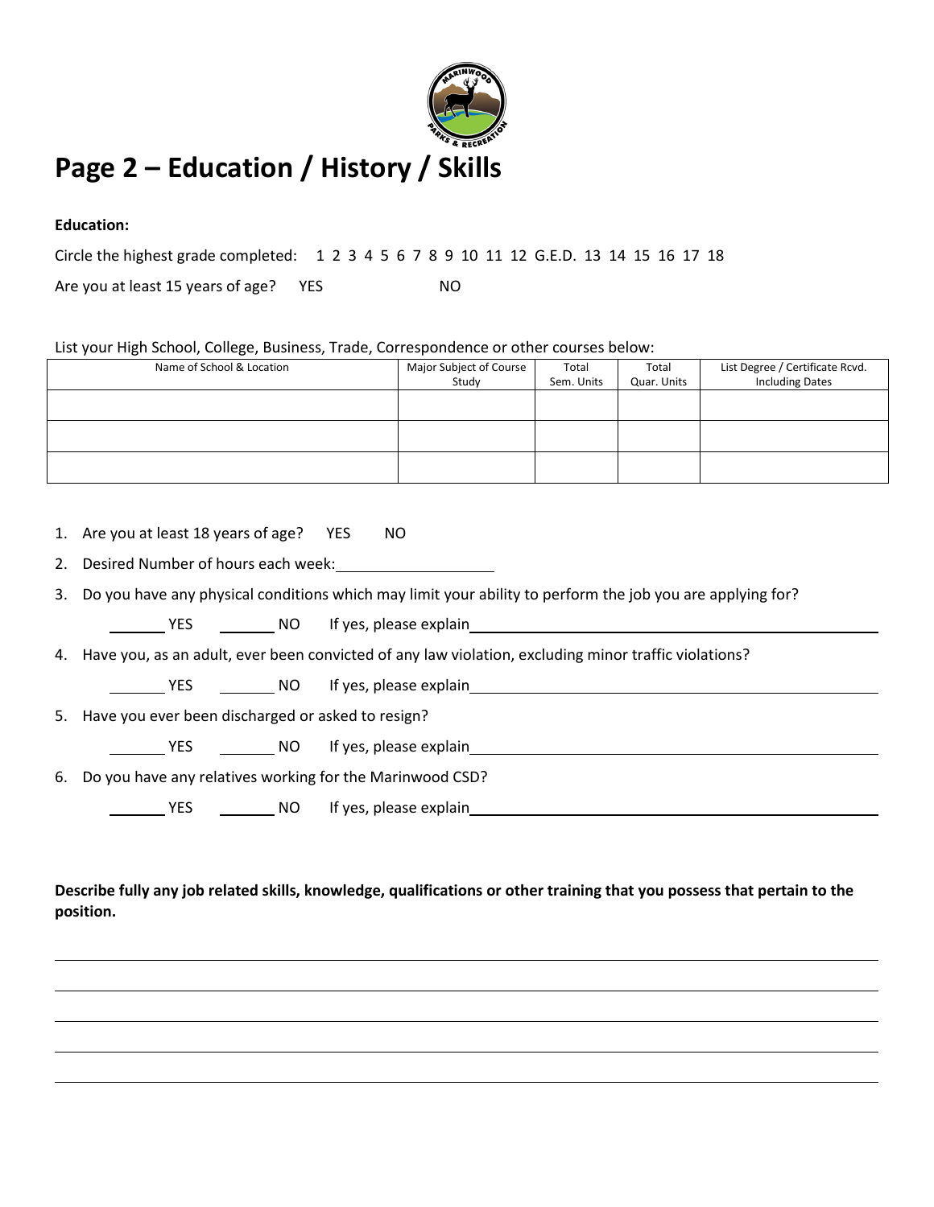# Page 2 – Education / History / Skills

**Education:**

Circle the highest grade completed: 1 2 3 4 5 6 7 8 9 10 11 12 G.E.D. 13 14 15 16 17 18

Are you at least 15 years of age? YES NO

List your High School, College, Business, Trade, Correspondence or other courses below:

| Name of School & Location | Major Subject of Course Study | Total Sem. Units | Total Quar. Units | List Degree / Certificate Rcvd. Including Dates |
|---|---|---|---|---|
| | | | | |
| | | | | |
| | | | | |

1. Are you at least 18 years of age? YES NO
2. Desired Number of hours each week: ____________________
3. Do you have any physical conditions which may limit your ability to perform the job you are applying for?

   _______ YES _______ NO If yes, please explain ____________________________________________

4. Have you, as an adult, ever been convicted of any law violation, excluding minor traffic violations?

   _______ YES _______ NO If yes, please explain ____________________________________________

5. Have you ever been discharged or asked to resign?

   _______ YES _______ NO If yes, please explain ____________________________________________

6. Do you have any relatives working for the Marinwood CSD?

   _______ YES _______ NO If yes, please explain ____________________________________________

**Describe fully any job related skills, knowledge, qualifications or other training that you possess that pertain to the position.**

______________________________________________________________________________

______________________________________________________________________________

______________________________________________________________________________

______________________________________________________________________________

______________________________________________________________________________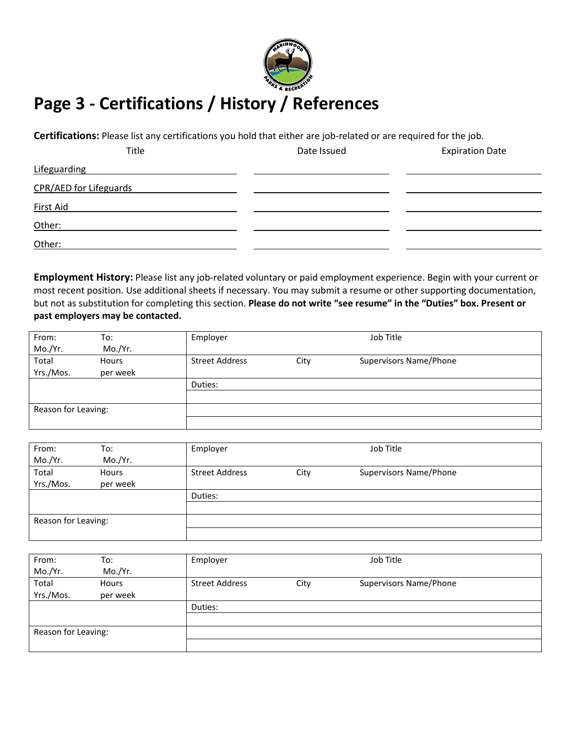# Page 3 - Certifications / History / References

**Certifications:** Please list any certifications you hold that either are job-related or are required for the job.

| Title | Date Issued | Expiration Date |
|---|---|---|
| Lifeguarding | | |
| CPR/AED for Lifeguards | | |
| First Aid | | |
| Other: | | |
| Other: | | |

**Employment History:** Please list any job-related voluntary or paid employment experience. Begin with your current or most recent position. Use additional sheets if necessary. You may submit a resume or other supporting documentation, but not as substitution for completing this section. **Please do not write "see resume" in the "Duties" box. Present or past employers may be contacted.**

| From: Mo./Yr. | To: Mo./Yr. | Employer | | Job Title |
|---|---|---|---|---|
| Total Yrs./Mos. | Hours per week | Street Address | City | Supervisors Name/Phone |
| | | Duties: | | |
| | | | | |
| Reason for Leaving: | | | | |
| | | | | |

| From: Mo./Yr. | To: Mo./Yr. | Employer | | Job Title |
|---|---|---|---|---|
| Total Yrs./Mos. | Hours per week | Street Address | City | Supervisors Name/Phone |
| | | Duties: | | |
| | | | | |
| Reason for Leaving: | | | | |
| | | | | |

| From: Mo./Yr. | To: Mo./Yr. | Employer | | Job Title |
|---|---|---|---|---|
| Total Yrs./Mos. | Hours per week | Street Address | City | Supervisors Name/Phone |
| | | Duties: | | |
| | | | | |
| Reason for Leaving: | | | | |
| | | | | |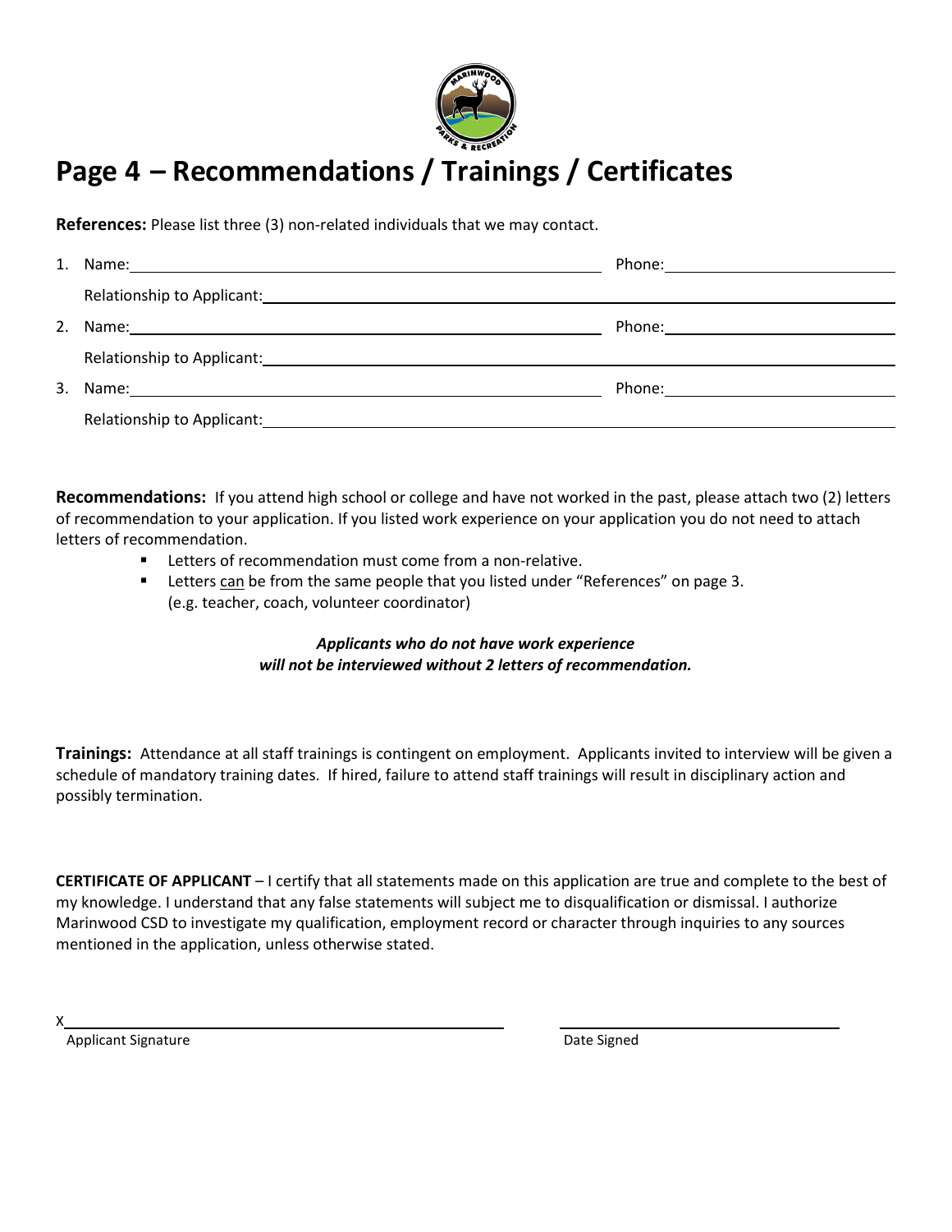# Page 4 – Recommendations / Trainings / Certificates

**References:** Please list three (3) non-related individuals that we may contact.

1. Name:\_\_\_\_\_\_\_\_\_\_\_\_\_\_\_\_\_\_\_\_\_\_\_\_\_\_\_\_\_\_\_\_ Phone:\_\_\_\_\_\_\_\_\_\_\_\_\_\_\_\_

   Relationship to Applicant:\_\_\_\_\_\_\_\_\_\_\_\_\_\_\_\_\_\_\_\_\_\_\_\_\_\_\_\_\_\_\_\_

2. Name:\_\_\_\_\_\_\_\_\_\_\_\_\_\_\_\_\_\_\_\_\_\_\_\_\_\_\_\_\_\_\_\_ Phone:\_\_\_\_\_\_\_\_\_\_\_\_\_\_\_\_

   Relationship to Applicant:\_\_\_\_\_\_\_\_\_\_\_\_\_\_\_\_\_\_\_\_\_\_\_\_\_\_\_\_\_\_\_\_

3. Name:\_\_\_\_\_\_\_\_\_\_\_\_\_\_\_\_\_\_\_\_\_\_\_\_\_\_\_\_\_\_\_\_ Phone:\_\_\_\_\_\_\_\_\_\_\_\_\_\_\_\_

   Relationship to Applicant:\_\_\_\_\_\_\_\_\_\_\_\_\_\_\_\_\_\_\_\_\_\_\_\_\_\_\_\_\_\_\_\_

**Recommendations:** If you attend high school or college and have not worked in the past, please attach two (2) letters of recommendation to your application. If you listed work experience on your application you do not need to attach letters of recommendation.

- Letters of recommendation must come from a non-relative.
- Letters can be from the same people that you listed under "References" on page 3. (e.g. teacher, coach, volunteer coordinator)

***Applicants who do not have work experience will not be interviewed without 2 letters of recommendation.***

**Trainings:** Attendance at all staff trainings is contingent on employment. Applicants invited to interview will be given a schedule of mandatory training dates. If hired, failure to attend staff trainings will result in disciplinary action and possibly termination.

**CERTIFICATE OF APPLICANT** – I certify that all statements made on this application are true and complete to the best of my knowledge. I understand that any false statements will subject me to disqualification or dismissal. I authorize Marinwood CSD to investigate my qualification, employment record or character through inquiries to any sources mentioned in the application, unless otherwise stated.

X\_\_\_\_\_\_\_\_\_\_\_\_\_\_\_\_\_\_\_\_\_\_\_\_\_\_\_\_\_\_\_\_ \_\_\_\_\_\_\_\_\_\_\_\_\_\_\_\_\_\_\_\_

Applicant Signature Date Signed